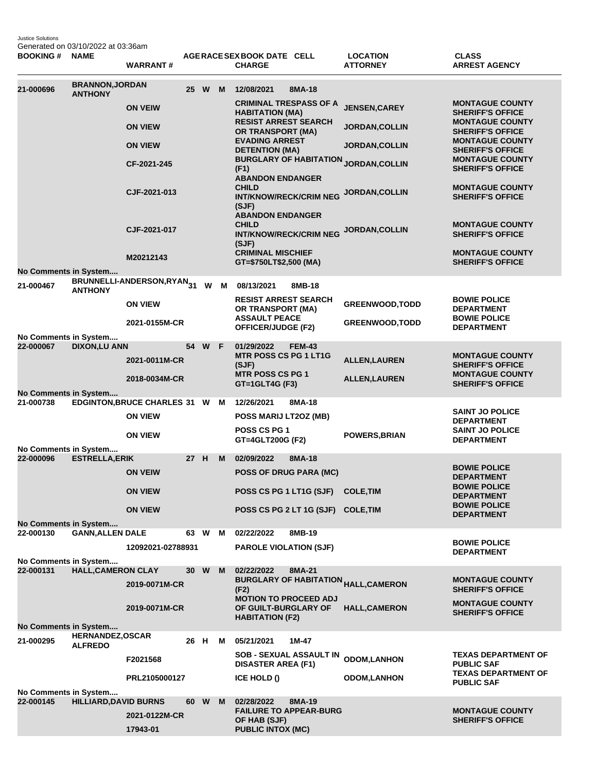Justice Solutions
Generated on 03/10/2022 at 03:36am

| BOOKING # | NAME | WARRANT # | AGE | RACE | SEX | BOOK DATE | CELL | CHARGE | LOCATION ATTORNEY | CLASS ARREST AGENCY |
|---|---|---|---|---|---|---|---|---|---|---|
| 21-000696 | BRANNON,JORDAN ANTHONY | | 25 | W | M | 12/08/2021 | 8MA-18 | | | |
| | | ON VEIW | | | | | | CRIMINAL TRESPASS OF A HABITATION (MA) | JENSEN,CAREY | MONTAGUE COUNTY SHERIFF'S OFFICE |
| | | ON VIEW | | | | | | RESIST ARREST SEARCH OR TRANSPORT (MA) | JORDAN,COLLIN | MONTAGUE COUNTY SHERIFF'S OFFICE |
| | | ON VIEW | | | | | | EVADING ARREST DETENTION (MA) | JORDAN,COLLIN | MONTAGUE COUNTY SHERIFF'S OFFICE |
| | | CF-2021-245 | | | | | | BURGLARY OF HABITATION (F1) | JORDAN,COLLIN | MONTAGUE COUNTY SHERIFF'S OFFICE |
| | | CJF-2021-013 | | | | | | ABANDON ENDANGER CHILD INT/KNOW/RECK/CRIM NEG (SJF) | JORDAN,COLLIN | MONTAGUE COUNTY SHERIFF'S OFFICE |
| | | CJF-2021-017 | | | | | | ABANDON ENDANGER CHILD INT/KNOW/RECK/CRIM NEG (SJF) | JORDAN,COLLIN | MONTAGUE COUNTY SHERIFF'S OFFICE |
| | | M20212143 | | | | | | CRIMINAL MISCHIEF GT=$750LT$2,500 (MA) | | MONTAGUE COUNTY SHERIFF'S OFFICE |
| No Comments in System.... | | | | | | | | | | |
| 21-000467 | BRUNNELLI-ANDERSON,RYAN ANTHONY | | 31 | W | M | 08/13/2021 | 8MB-18 | | | |
| | | ON VIEW | | | | | | RESIST ARREST SEARCH OR TRANSPORT (MA) | GREENWOOD,TODD | BOWIE POLICE DEPARTMENT |
| | | 2021-0155M-CR | | | | | | ASSAULT PEACE OFFICER/JUDGE (F2) | GREENWOOD,TODD | BOWIE POLICE DEPARTMENT |
| No Comments in System.... | | | | | | | | | | |
| 22-000067 | DIXON,LU ANN | | 54 | W | F | 01/29/2022 | FEM-43 | | | |
| | | 2021-0011M-CR | | | | | | MTR POSS CS PG 1 LT1G (SJF) | ALLEN,LAUREN | MONTAGUE COUNTY SHERIFF'S OFFICE |
| | | 2018-0034M-CR | | | | | | MTR POSS CS PG 1 GT=1GLT4G (F3) | ALLEN,LAUREN | MONTAGUE COUNTY SHERIFF'S OFFICE |
| No Comments in System.... | | | | | | | | | | |
| 21-000738 | EDGINTON,BRUCE CHARLES | | 31 | W | M | 12/26/2021 | 8MA-18 | | | |
| | | ON VIEW | | | | | | POSS MARIJ LT2OZ (MB) | | SAINT JO POLICE DEPARTMENT |
| | | ON VIEW | | | | | | POSS CS PG 1 GT=4GLT200G (F2) | POWERS,BRIAN | SAINT JO POLICE DEPARTMENT |
| No Comments in System.... | | | | | | | | | | |
| 22-000096 | ESTRELLA,ERIK | | 27 | H | M | 02/09/2022 | 8MA-18 | | | |
| | | ON VEIW | | | | | | POSS OF DRUG PARA (MC) | | BOWIE POLICE DEPARTMENT |
| | | ON VIEW | | | | | | POSS CS PG 1 LT1G (SJF) | COLE,TIM | BOWIE POLICE DEPARTMENT |
| | | ON VIEW | | | | | | POSS CS PG 2 LT 1G (SJF) | COLE,TIM | BOWIE POLICE DEPARTMENT |
| No Comments in System.... | | | | | | | | | | |
| 22-000130 | GANN,ALLEN DALE | | 63 | W | M | 02/22/2022 | 8MB-19 | | | |
| | | 12092021-02788931 | | | | | | PAROLE VIOLATION (SJF) | | BOWIE POLICE DEPARTMENT |
| No Comments in System.... | | | | | | | | | | |
| 22-000131 | HALL,CAMERON CLAY | | 30 | W | M | 02/22/2022 | 8MA-21 | | | |
| | | 2019-0071M-CR | | | | | | BURGLARY OF HABITATION (F2) | HALL,CAMERON | MONTAGUE COUNTY SHERIFF'S OFFICE |
| | | 2019-0071M-CR | | | | | | MOTION TO PROCEED ADJ OF GUILT-BURGLARY OF HABITATION (F2) | HALL,CAMERON | MONTAGUE COUNTY SHERIFF'S OFFICE |
| No Comments in System.... | | | | | | | | | | |
| 21-000295 | HERNANDEZ,OSCAR ALFREDO | | 26 | H | M | 05/21/2021 | 1M-47 | | | |
| | | F2021568 | | | | | | SOB - SEXUAL ASSAULT IN DISASTER AREA (F1) | ODOM,LANHON | TEXAS DEPARTMENT OF PUBLIC SAF |
| | | PRL2105000127 | | | | | | ICE HOLD () | ODOM,LANHON | TEXAS DEPARTMENT OF PUBLIC SAF |
| No Comments in System.... | | | | | | | | | | |
| 22-000145 | HILLIARD,DAVID BURNS | | 60 | W | M | 02/28/2022 | 8MA-19 | | | |
| | | 2021-0122M-CR | | | | | | FAILURE TO APPEAR-BURG OF HAB (SJF) | | MONTAGUE COUNTY SHERIFF'S OFFICE |
| | | 17943-01 | | | | | | PUBLIC INTOX (MC) | | |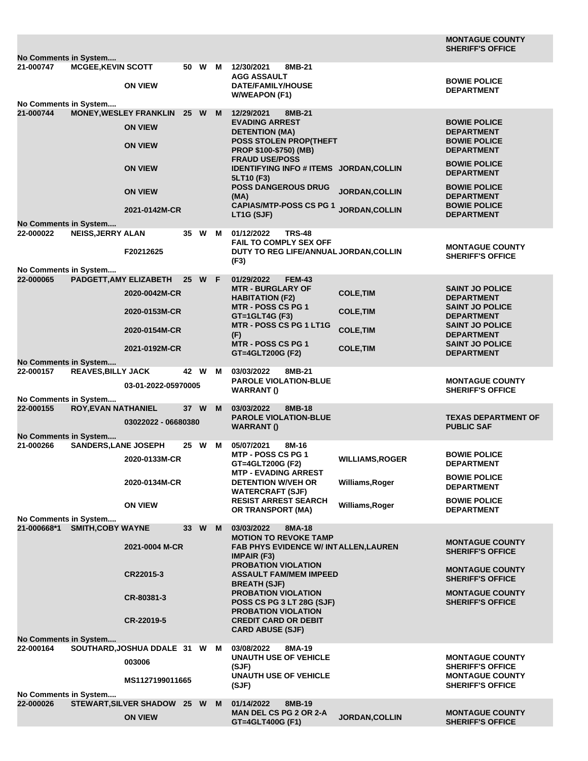| | | | | | | | | |
|---|---|---|---|---|---|---|---|---|
| | | | | | | | | **MONTAGUE COUNTY SHERIFF'S OFFICE** |
| **No Comments in System....** | | | | | | | | |
| **21-000747** | **MCGEE,KEVIN SCOTT** | | **50** | **W** | **M** | **12/30/2021 8MB-21** | | |
| | | **ON VIEW** | | | | **AGG ASSAULT DATE/FAMILY/HOUSE W/WEAPON (F1)** | | **BOWIE POLICE DEPARTMENT** |
| **No Comments in System....** | | | | | | | | |
| **21-000744** | **MONEY,WESLEY FRANKLIN** | | **25** | **W** | **M** | **12/29/2021 8MB-21** | | |
| | | **ON VIEW** | | | | **EVADING ARREST DETENTION (MA)** | | **BOWIE POLICE DEPARTMENT** |
| | | **ON VIEW** | | | | **POSS STOLEN PROP(THEFT PROP $100-$750) (MB)** | | **BOWIE POLICE DEPARTMENT** |
| | | **ON VIEW** | | | | **FRAUD USE/POSS IDENTIFYING INFO # ITEMS 5LT10 (F3)** | **JORDAN,COLLIN** | **BOWIE POLICE DEPARTMENT** |
| | | **ON VIEW** | | | | **POSS DANGEROUS DRUG (MA)** | **JORDAN,COLLIN** | **BOWIE POLICE DEPARTMENT** |
| | | **2021-0142M-CR** | | | | **CAPIAS/MTP-POSS CS PG 1 LT1G (SJF)** | **JORDAN,COLLIN** | **BOWIE POLICE DEPARTMENT** |
| **No Comments in System....** | | | | | | | | |
| **22-000022** | **NEISS,JERRY ALAN** | | **35** | **W** | **M** | **01/12/2022 TRS-48** | | |
| | | **F20212625** | | | | **FAIL TO COMPLY SEX OFF DUTY TO REG LIFE/ANNUAL (F3)** | **JORDAN,COLLIN** | **MONTAGUE COUNTY SHERIFF'S OFFICE** |
| **No Comments in System....** | | | | | | | | |
| **22-000065** | **PADGETT,AMY ELIZABETH** | | **25** | **W** | **F** | **01/29/2022 FEM-43** | | |
| | | **2020-0042M-CR** | | | | **MTR - BURGLARY OF HABITATION (F2)** | **COLE,TIM** | **SAINT JO POLICE DEPARTMENT** |
| | | **2020-0153M-CR** | | | | **MTR - POSS CS PG 1 GT=1GLT4G (F3)** | **COLE,TIM** | **SAINT JO POLICE DEPARTMENT** |
| | | **2020-0154M-CR** | | | | **MTR - POSS CS PG 1 LT1G (F)** | **COLE,TIM** | **SAINT JO POLICE DEPARTMENT** |
| | | **2021-0192M-CR** | | | | **MTR - POSS CS PG 1 GT=4GLT200G (F2)** | **COLE,TIM** | **SAINT JO POLICE DEPARTMENT** |
| **No Comments in System....** | | | | | | | | |
| **22-000157** | **REAVES,BILLY JACK** | | **42** | **W** | **M** | **03/03/2022 8MB-21** | | |
| | | **03-01-2022-05970005** | | | | **PAROLE VIOLATION-BLUE WARRANT ()** | | **MONTAGUE COUNTY SHERIFF'S OFFICE** |
| **No Comments in System....** | | | | | | | | |
| **22-000155** | **ROY,EVAN NATHANIEL** | | **37** | **W** | **M** | **03/03/2022 8MB-18** | | |
| | | **03022022 - 06680380** | | | | **PAROLE VIOLATION-BLUE WARRANT ()** | | **TEXAS DEPARTMENT OF PUBLIC SAF** |
| **No Comments in System....** | | | | | | | | |
| **21-000266** | **SANDERS,LANE JOSEPH** | | **25** | **W** | **M** | **05/07/2021 8M-16** | | |
| | | **2020-0133M-CR** | | | | **MTP - POSS CS PG 1 GT=4GLT200G (F2)** | **WILLIAMS,ROGER** | **BOWIE POLICE DEPARTMENT** |
| | | **2020-0134M-CR** | | | | **MTP - EVADING ARREST DETENTION W/VEH OR WATERCRAFT (SJF)** | **Williams,Roger** | **BOWIE POLICE DEPARTMENT** |
| | | **ON VIEW** | | | | **RESIST ARREST SEARCH OR TRANSPORT (MA)** | **Williams,Roger** | **BOWIE POLICE DEPARTMENT** |
| **No Comments in System....** | | | | | | | | |
| **21-000668*1** | **SMITH,COBY WAYNE** | | **33** | **W** | **M** | **03/03/2022 8MA-18** | | |
| | | **2021-0004 M-CR** | | | | **MOTION TO REVOKE TAMP FAB PHYS EVIDENCE W/ INT IMPAIR (F3)** | **ALLEN,LAUREN** | **MONTAGUE COUNTY SHERIFF'S OFFICE** |
| | | **CR22015-3** | | | | **PROBATION VIOLATION ASSAULT FAM/MEM IMPEED BREATH (SJF)** | | **MONTAGUE COUNTY SHERIFF'S OFFICE** |
| | | **CR-80381-3** | | | | **PROBATION VIOLATION POSS CS PG 3 LT 28G (SJF)** | | **MONTAGUE COUNTY SHERIFF'S OFFICE** |
| | | **CR-22019-5** | | | | **PROBATION VIOLATION CREDIT CARD OR DEBIT CARD ABUSE (SJF)** | | |
| **No Comments in System....** | | | | | | | | |
| **22-000164** | **SOUTHARD,JOSHUA DDALE** | | **31** | **W** | **M** | **03/08/2022 8MA-19** | | |
| | | **003006** | | | | **UNAUTH USE OF VEHICLE (SJF)** | | **MONTAGUE COUNTY SHERIFF'S OFFICE** |
| | | **MS1127199011665** | | | | **UNAUTH USE OF VEHICLE (SJF)** | | **MONTAGUE COUNTY SHERIFF'S OFFICE** |
| **No Comments in System....** | | | | | | | | |
| **22-000026** | **STEWART,SILVER SHADOW** | | **25** | **W** | **M** | **01/14/2022 8MB-19** | | |
| | | **ON VIEW** | | | | **MAN DEL CS PG 2 OR 2-A GT=4GLT400G (F1)** | **JORDAN,COLLIN** | **MONTAGUE COUNTY SHERIFF'S OFFICE** |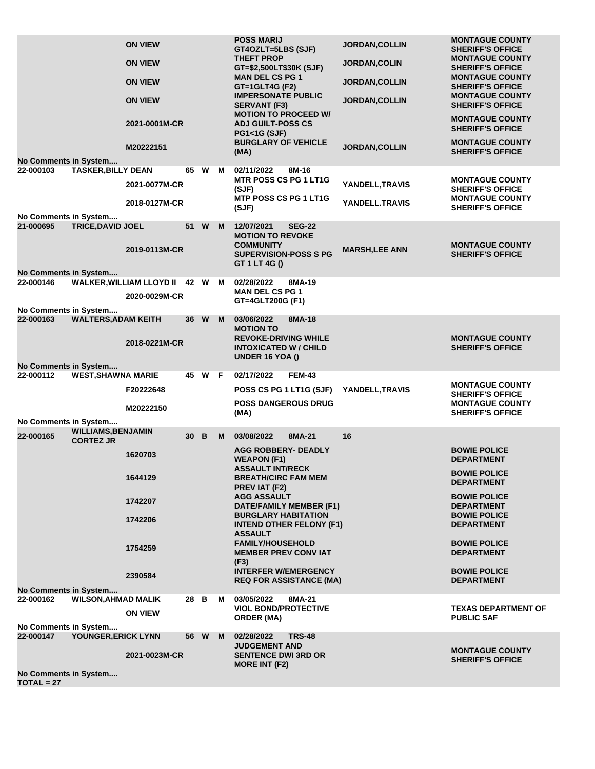| | | | | | | | | |
|---|---|---|---|---|---|---|---|---|
| | | ON VIEW | | | | POSS MARIJ GT4OZLT=5LBS (SJF) | JORDAN,COLLIN | MONTAGUE COUNTY SHERIFF'S OFFICE |
| | | ON VIEW | | | | THEFT PROP GT=$2,500LT$30K (SJF) | JORDAN,COLIN | MONTAGUE COUNTY SHERIFF'S OFFICE |
| | | ON VIEW | | | | MAN DEL CS PG 1 GT=1GLT4G (F2) | JORDAN,COLLIN | MONTAGUE COUNTY SHERIFF'S OFFICE |
| | | ON VIEW | | | | IMPERSONATE PUBLIC SERVANT (F3) | JORDAN,COLLIN | MONTAGUE COUNTY SHERIFF'S OFFICE |
| | | 2021-0001M-CR | | | | MOTION TO PROCEED W/ ADJ GUILT-POSS CS PG1<1G (SJF) | | MONTAGUE COUNTY SHERIFF'S OFFICE |
| | | M20222151 | | | | BURGLARY OF VEHICLE (MA) | JORDAN,COLLIN | MONTAGUE COUNTY SHERIFF'S OFFICE |
| No Comments in System.... | | | | | | | | |
| 22-000103 | TASKER,BILLY DEAN | | 65 | W | M | 02/11/2022 8M-16 | | |
| | | 2021-0077M-CR | | | | MTR POSS CS PG 1 LT1G (SJF) | YANDELL,TRAVIS | MONTAGUE COUNTY SHERIFF'S OFFICE |
| | | 2018-0127M-CR | | | | MTP POSS CS PG 1 LT1G (SJF) | YANDELL.TRAVIS | MONTAGUE COUNTY SHERIFF'S OFFICE |
| No Comments in System.... | | | | | | | | |
| 21-000695 | TRICE,DAVID JOEL | | 51 | W | M | 12/07/2021 SEG-22 | | |
| | | 2019-0113M-CR | | | | MOTION TO REVOKE COMMUNITY SUPERVISION-POSS S PG GT 1 LT 4G () | MARSH,LEE ANN | MONTAGUE COUNTY SHERIFF'S OFFICE |
| No Comments in System.... | | | | | | | | |
| 22-000146 | WALKER,WILLIAM LLOYD II | | 42 | W | M | 02/28/2022 8MA-19 | | |
| | | 2020-0029M-CR | | | | MAN DEL CS PG 1 GT=4GLT200G (F1) | | |
| No Comments in System.... | | | | | | | | |
| 22-000163 | WALTERS,ADAM KEITH | | 36 | W | M | 03/06/2022 8MA-18 | | |
| | | 2018-0221M-CR | | | | MOTION TO REVOKE-DRIVING WHILE INTOXICATED W / CHILD UNDER 16 YOA () | | MONTAGUE COUNTY SHERIFF'S OFFICE |
| No Comments in System.... | | | | | | | | |
| 22-000112 | WEST,SHAWNA MARIE | | 45 | W | F | 02/17/2022 FEM-43 | | |
| | | F20222648 | | | | POSS CS PG 1 LT1G (SJF) | YANDELL,TRAVIS | MONTAGUE COUNTY SHERIFF'S OFFICE |
| | | M20222150 | | | | POSS DANGEROUS DRUG (MA) | | MONTAGUE COUNTY SHERIFF'S OFFICE |
| No Comments in System.... | | | | | | | | |
| 22-000165 | WILLIAMS,BENJAMIN CORTEZ JR | | 30 | B | M | 03/08/2022 8MA-21 | 16 | |
| | | 1620703 | | | | AGG ROBBERY- DEADLY WEAPON (F1) | | BOWIE POLICE DEPARTMENT |
| | | 1644129 | | | | ASSAULT INT/RECK BREATH/CIRC FAM MEM PREV IAT (F2) | | BOWIE POLICE DEPARTMENT |
| | | 1742207 | | | | AGG ASSAULT DATE/FAMILY MEMBER (F1) | | BOWIE POLICE DEPARTMENT |
| | | 1742206 | | | | BURGLARY HABITATION INTEND OTHER FELONY (F1) | | BOWIE POLICE DEPARTMENT |
| | | 1754259 | | | | ASSAULT FAMILY/HOUSEHOLD MEMBER PREV CONV IAT (F3) | | BOWIE POLICE DEPARTMENT |
| | | 2390584 | | | | INTERFER W/EMERGENCY REQ FOR ASSISTANCE (MA) | | BOWIE POLICE DEPARTMENT |
| No Comments in System.... | | | | | | | | |
| 22-000162 | WILSON,AHMAD MALIK | | 28 | B | M | 03/05/2022 8MA-21 | | |
| | | ON VIEW | | | | VIOL BOND/PROTECTIVE ORDER (MA) | | TEXAS DEPARTMENT OF PUBLIC SAF |
| No Comments in System.... | | | | | | | | |
| 22-000147 | YOUNGER,ERICK LYNN | | 56 | W | M | 02/28/2022 TRS-48 | | |
| | | 2021-0023M-CR | | | | JUDGEMENT AND SENTENCE DWI 3RD OR MORE INT (F2) | | MONTAGUE COUNTY SHERIFF'S OFFICE |
| No Comments in System.... | | | | | | | | |
| TOTAL = 27 | | | | | | | | |